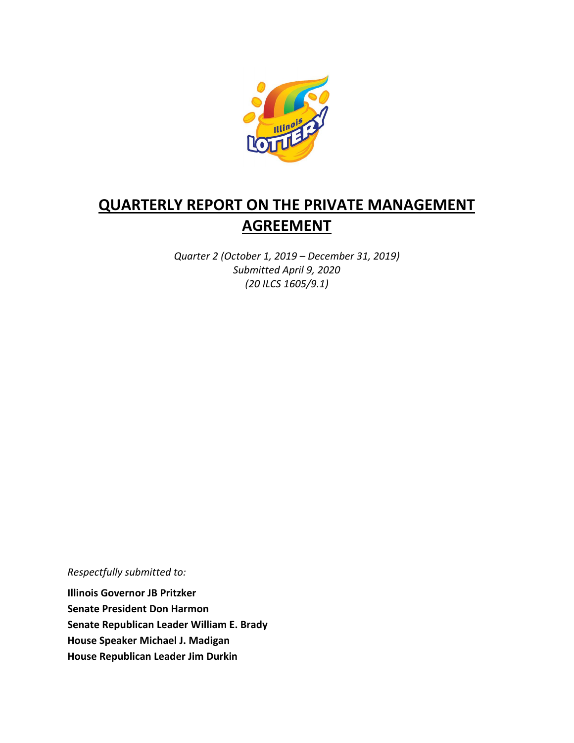# QUARTERLY REPORT ON THE PRIVATE MANAGEMENT AGREEMENT

*Quarter 2 (October 1, 2019 – December 31, 2019)*
*Submitted April 9, 2020*
*(20 ILCS 1605/9.1)*

*Respectfully submitted to:*

**Illinois Governor JB Pritzker**
**Senate President Don Harmon**
**Senate Republican Leader William E. Brady**
**House Speaker Michael J. Madigan**
**House Republican Leader Jim Durkin**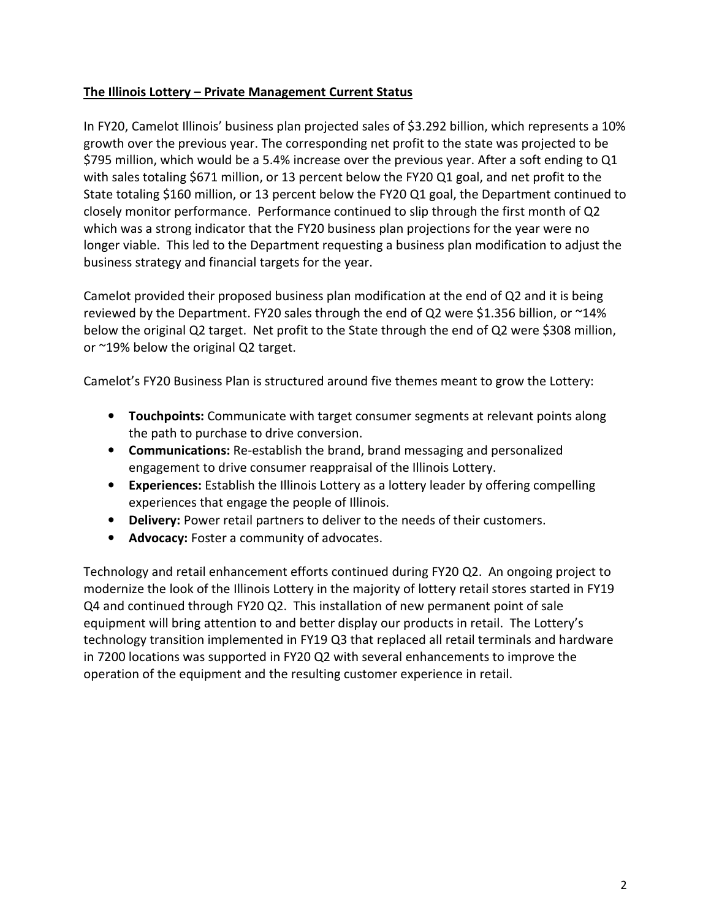**The Illinois Lottery – Private Management Current Status**

In FY20, Camelot Illinois' business plan projected sales of $3.292 billion, which represents a 10% growth over the previous year. The corresponding net profit to the state was projected to be $795 million, which would be a 5.4% increase over the previous year. After a soft ending to Q1 with sales totaling $671 million, or 13 percent below the FY20 Q1 goal, and net profit to the State totaling $160 million, or 13 percent below the FY20 Q1 goal, the Department continued to closely monitor performance. Performance continued to slip through the first month of Q2 which was a strong indicator that the FY20 business plan projections for the year were no longer viable. This led to the Department requesting a business plan modification to adjust the business strategy and financial targets for the year.

Camelot provided their proposed business plan modification at the end of Q2 and it is being reviewed by the Department. FY20 sales through the end of Q2 were $1.356 billion, or ~14% below the original Q2 target. Net profit to the State through the end of Q2 were $308 million, or ~19% below the original Q2 target.

Camelot's FY20 Business Plan is structured around five themes meant to grow the Lottery:

- **Touchpoints:** Communicate with target consumer segments at relevant points along the path to purchase to drive conversion.
- **Communications:** Re-establish the brand, brand messaging and personalized engagement to drive consumer reappraisal of the Illinois Lottery.
- **Experiences:** Establish the Illinois Lottery as a lottery leader by offering compelling experiences that engage the people of Illinois.
- **Delivery:** Power retail partners to deliver to the needs of their customers.
- **Advocacy:** Foster a community of advocates.

Technology and retail enhancement efforts continued during FY20 Q2. An ongoing project to modernize the look of the Illinois Lottery in the majority of lottery retail stores started in FY19 Q4 and continued through FY20 Q2. This installation of new permanent point of sale equipment will bring attention to and better display our products in retail. The Lottery's technology transition implemented in FY19 Q3 that replaced all retail terminals and hardware in 7200 locations was supported in FY20 Q2 with several enhancements to improve the operation of the equipment and the resulting customer experience in retail.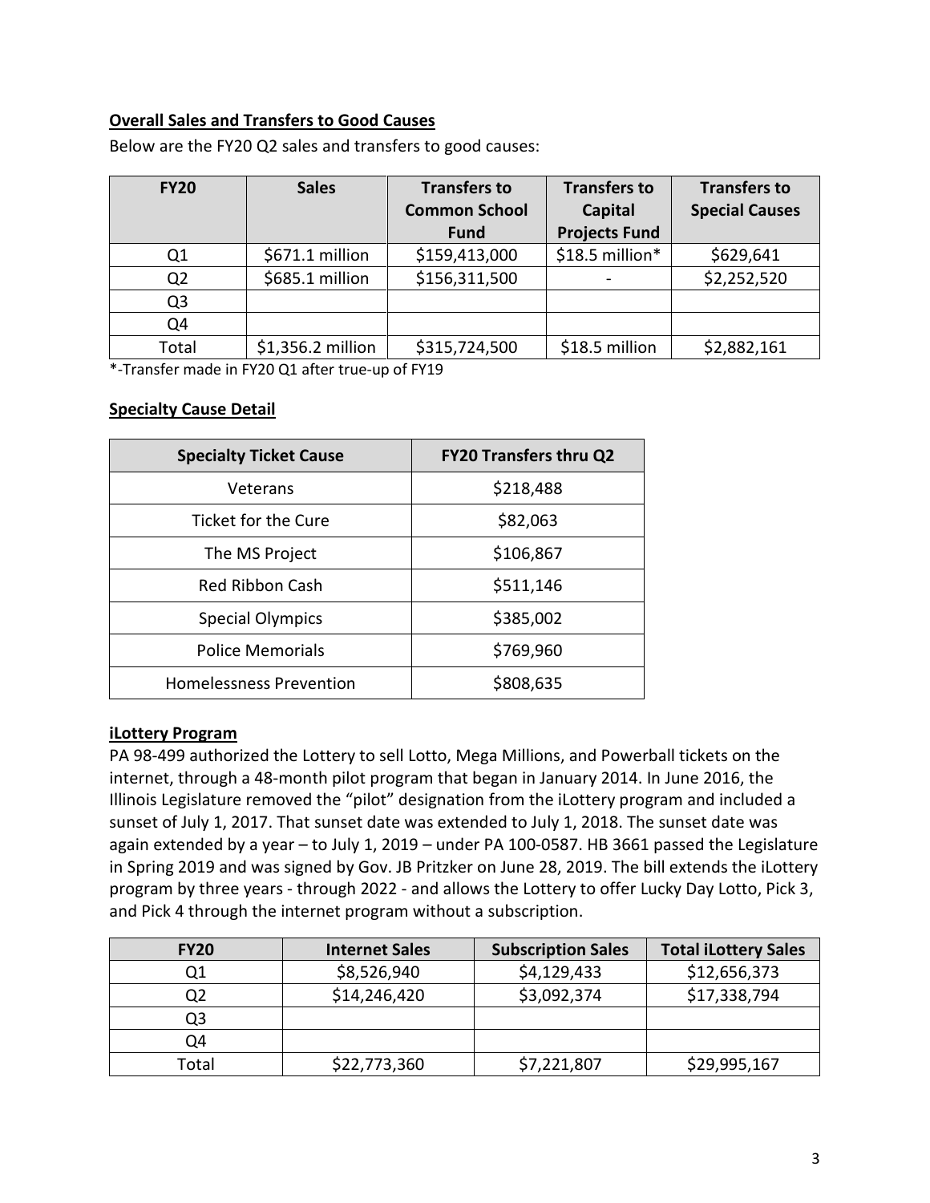**Overall Sales and Transfers to Good Causes**

Below are the FY20 Q2 sales and transfers to good causes:

| FY20 | Sales | Transfers to Common School Fund | Transfers to Capital Projects Fund | Transfers to Special Causes |
|---|---|---|---|---|
| Q1 | $671.1 million | $159,413,000 | $18.5 million* | $629,641 |
| Q2 | $685.1 million | $156,311,500 | - | $2,252,520 |
| Q3 | | | | |
| Q4 | | | | |
| Total | $1,356.2 million | $315,724,500 | $18.5 million | $2,882,161 |

*-Transfer made in FY20 Q1 after true-up of FY19

**Specialty Cause Detail**

| Specialty Ticket Cause | FY20 Transfers thru Q2 |
|---|---|
| Veterans | $218,488 |
| Ticket for the Cure | $82,063 |
| The MS Project | $106,867 |
| Red Ribbon Cash | $511,146 |
| Special Olympics | $385,002 |
| Police Memorials | $769,960 |
| Homelessness Prevention | $808,635 |

**iLottery Program**

PA 98-499 authorized the Lottery to sell Lotto, Mega Millions, and Powerball tickets on the internet, through a 48-month pilot program that began in January 2014. In June 2016, the Illinois Legislature removed the "pilot" designation from the iLottery program and included a sunset of July 1, 2017. That sunset date was extended to July 1, 2018. The sunset date was again extended by a year – to July 1, 2019 – under PA 100-0587. HB 3661 passed the Legislature in Spring 2019 and was signed by Gov. JB Pritzker on June 28, 2019. The bill extends the iLottery program by three years - through 2022 - and allows the Lottery to offer Lucky Day Lotto, Pick 3, and Pick 4 through the internet program without a subscription.

| FY20 | Internet Sales | Subscription Sales | Total iLottery Sales |
|---|---|---|---|
| Q1 | $8,526,940 | $4,129,433 | $12,656,373 |
| Q2 | $14,246,420 | $3,092,374 | $17,338,794 |
| Q3 | | | |
| Q4 | | | |
| Total | $22,773,360 | $7,221,807 | $29,995,167 |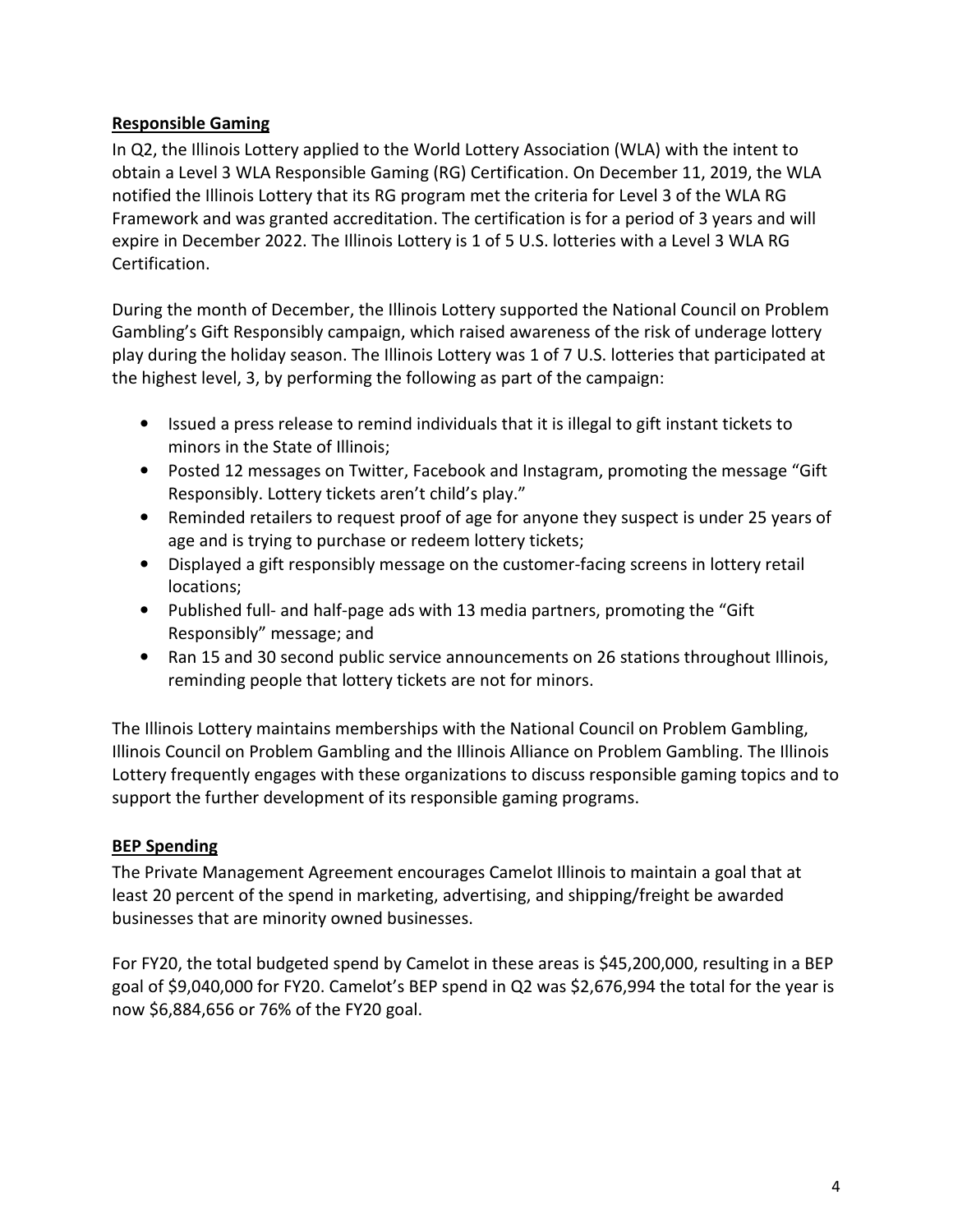## Responsible Gaming

In Q2, the Illinois Lottery applied to the World Lottery Association (WLA) with the intent to obtain a Level 3 WLA Responsible Gaming (RG) Certification. On December 11, 2019, the WLA notified the Illinois Lottery that its RG program met the criteria for Level 3 of the WLA RG Framework and was granted accreditation. The certification is for a period of 3 years and will expire in December 2022. The Illinois Lottery is 1 of 5 U.S. lotteries with a Level 3 WLA RG Certification.

During the month of December, the Illinois Lottery supported the National Council on Problem Gambling's Gift Responsibly campaign, which raised awareness of the risk of underage lottery play during the holiday season. The Illinois Lottery was 1 of 7 U.S. lotteries that participated at the highest level, 3, by performing the following as part of the campaign:

- Issued a press release to remind individuals that it is illegal to gift instant tickets to minors in the State of Illinois;
- Posted 12 messages on Twitter, Facebook and Instagram, promoting the message "Gift Responsibly. Lottery tickets aren't child's play."
- Reminded retailers to request proof of age for anyone they suspect is under 25 years of age and is trying to purchase or redeem lottery tickets;
- Displayed a gift responsibly message on the customer-facing screens in lottery retail locations;
- Published full- and half-page ads with 13 media partners, promoting the "Gift Responsibly" message; and
- Ran 15 and 30 second public service announcements on 26 stations throughout Illinois, reminding people that lottery tickets are not for minors.

The Illinois Lottery maintains memberships with the National Council on Problem Gambling, Illinois Council on Problem Gambling and the Illinois Alliance on Problem Gambling. The Illinois Lottery frequently engages with these organizations to discuss responsible gaming topics and to support the further development of its responsible gaming programs.

## BEP Spending

The Private Management Agreement encourages Camelot Illinois to maintain a goal that at least 20 percent of the spend in marketing, advertising, and shipping/freight be awarded businesses that are minority owned businesses.

For FY20, the total budgeted spend by Camelot in these areas is $45,200,000, resulting in a BEP goal of $9,040,000 for FY20. Camelot's BEP spend in Q2 was $2,676,994 the total for the year is now $6,884,656 or 76% of the FY20 goal.